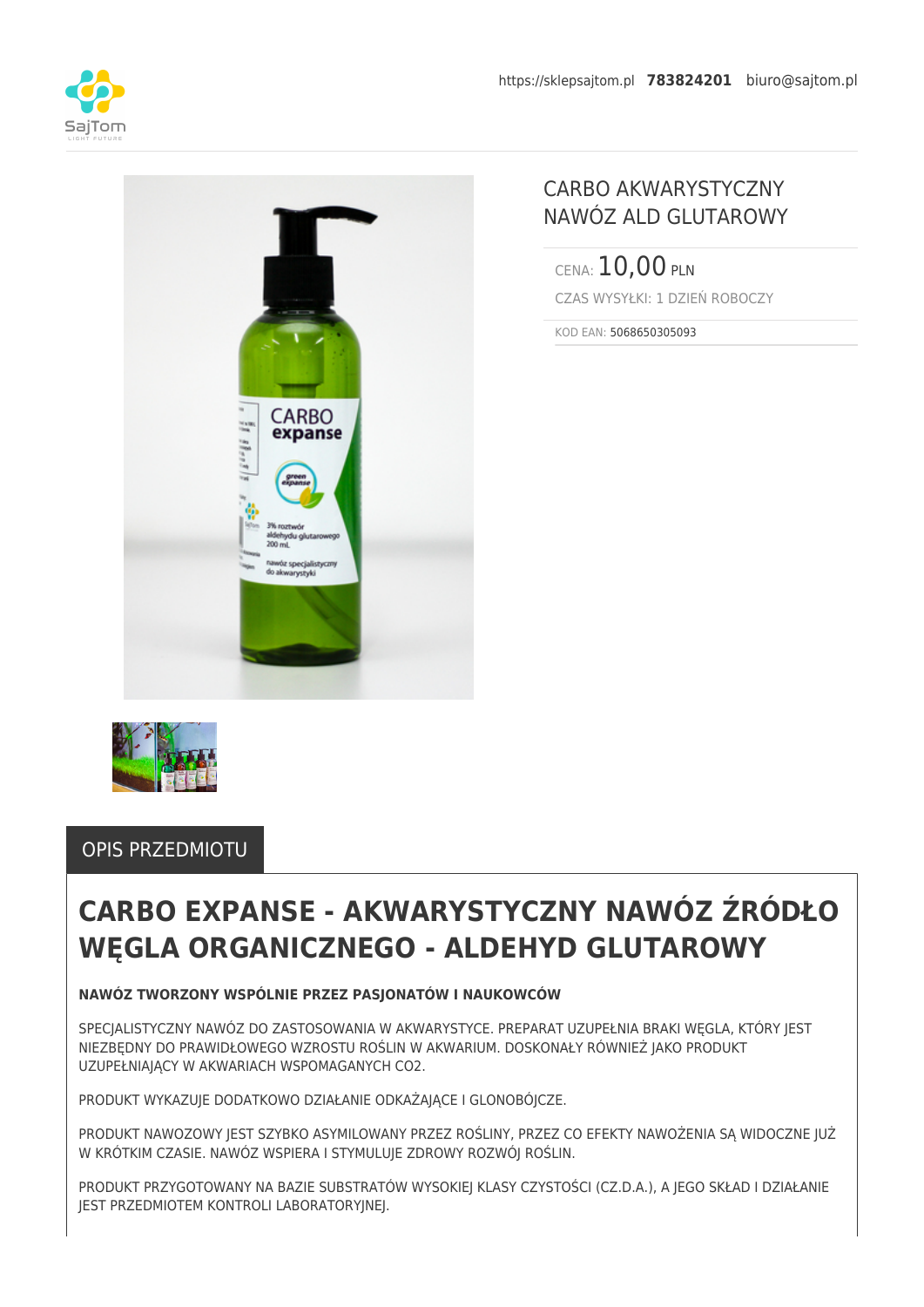https://sklepsajtom.pl **783824201** biuro@sajtom.pl

# CARBO AKWARYSTYCZNY NAWÓZ ALD GLUTAROWY

CENA: 10,00 PLN

CZAS WYSYŁKI: 1 DZIEŃ ROBOCZY

KOD EAN: 5068650305093

## OPIS PRZEDMIOTU

# CARBO EXPANSE - AKWARYSTYCZNY NAWÓZ ŹRÓDŁO WĘGLA ORGANICZNEGO - ALDEHYD GLUTAROWY

**NAWÓZ TWORZONY WSPÓLNIE PRZEZ PASJONATÓW I NAUKOWCÓW**

SPECJALISTYCZNY NAWÓZ DO ZASTOSOWANIA W AKWARYSTYCE. PREPARAT UZUPEŁNIA BRAKI WĘGLA, KTÓRY JEST NIEZBĘDNY DO PRAWIDŁOWEGO WZROSTU ROŚLIN W AKWARIUM. DOSKONAŁY RÓWNIEŻ JAKO PRODUKT UZUPEŁNIAJĄCY W AKWARIACH WSPOMAGANYCH CO2.

PRODUKT WYKAZUJE DODATKOWO DZIAŁANIE ODKAŻAJĄCE I GLONOBÓJCZE.

PRODUKT NAWOZOWY JEST SZYBKO ASYMILOWANY PRZEZ ROŚLINY, PRZEZ CO EFEKTY NAWOŻENIA SĄ WIDOCZNE JUŻ W KRÓTKIM CZASIE. NAWÓZ WSPIERA I STYMULUJE ZDROWY ROZWÓJ ROŚLIN.

PRODUKT PRZYGOTOWANY NA BAZIE SUBSTRATÓW WYSOKIEJ KLASY CZYSTOŚCI (CZ.D.A.), A JEGO SKŁAD I DZIAŁANIE JEST PRZEDMIOTEM KONTROLI LABORATORYJNEJ.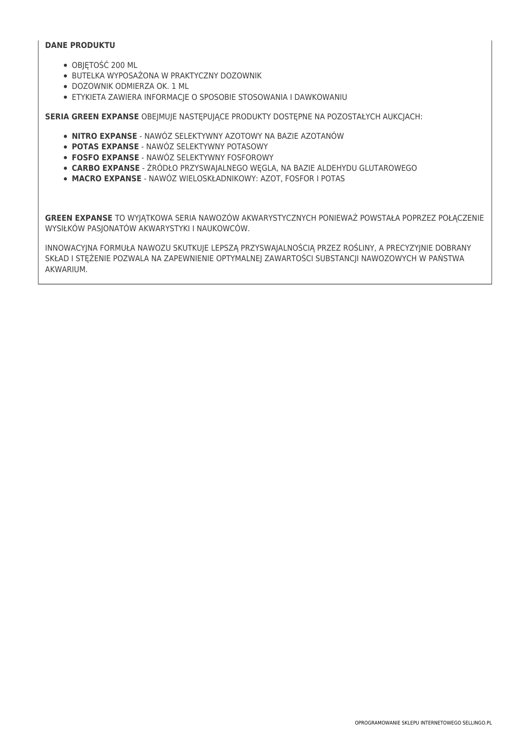**DANE PRODUKTU**

- OBJĘTOŚĆ 200 ML
- BUTELKA WYPOSAŻONA W PRAKTYCZNY DOZOWNIK
- DOZOWNIK ODMIERZA OK. 1 ML
- ETYKIETA ZAWIERA INFORMACJE O SPOSOBIE STOSOWANIA I DAWKOWANIU

**SERIA GREEN EXPANSE** OBEJMUJE NASTĘPUJĄCE PRODUKTY DOSTĘPNE NA POZOSTAŁYCH AUKCJACH:

- **NITRO EXPANSE** - NAWÓZ SELEKTYWNY AZOTOWY NA BAZIE AZOTANÓW
- **POTAS EXPANSE** - NAWÓZ SELEKTYWNY POTASOWY
- **FOSFO EXPANSE** - NAWÓZ SELEKTYWNY FOSFOROWY
- **CARBO EXPANSE** - ŹRÓDŁO PRZYSWAJALNEGO WĘGLA, NA BAZIE ALDEHYDU GLUTAROWEGO
- **MACRO EXPANSE** - NAWÓZ WIELOSKŁADNIKOWY: AZOT, FOSFOR I POTAS

**GREEN EXPANSE** TO WYJĄTKOWA SERIA NAWOZÓW AKWARYSTYCZNYCH PONIEWAŻ POWSTAŁA POPRZEZ POŁĄCZENIE WYSIŁKÓW PASJONATÓW AKWARYSTYKI I NAUKOWCÓW.

INNOWACYJNA FORMUŁA NAWOZU SKUTKUJE LEPSZĄ PRZYSWAJALNOŚCIĄ PRZEZ ROŚLINY, A PRECYZYJNIE DOBRANY SKŁAD I STĘŻENIE POZWALA NA ZAPEWNIENIE OPTYMALNEJ ZAWARTOŚCI SUBSTANCJI NAWOZOWYCH W PAŃSTWA AKWARIUM.